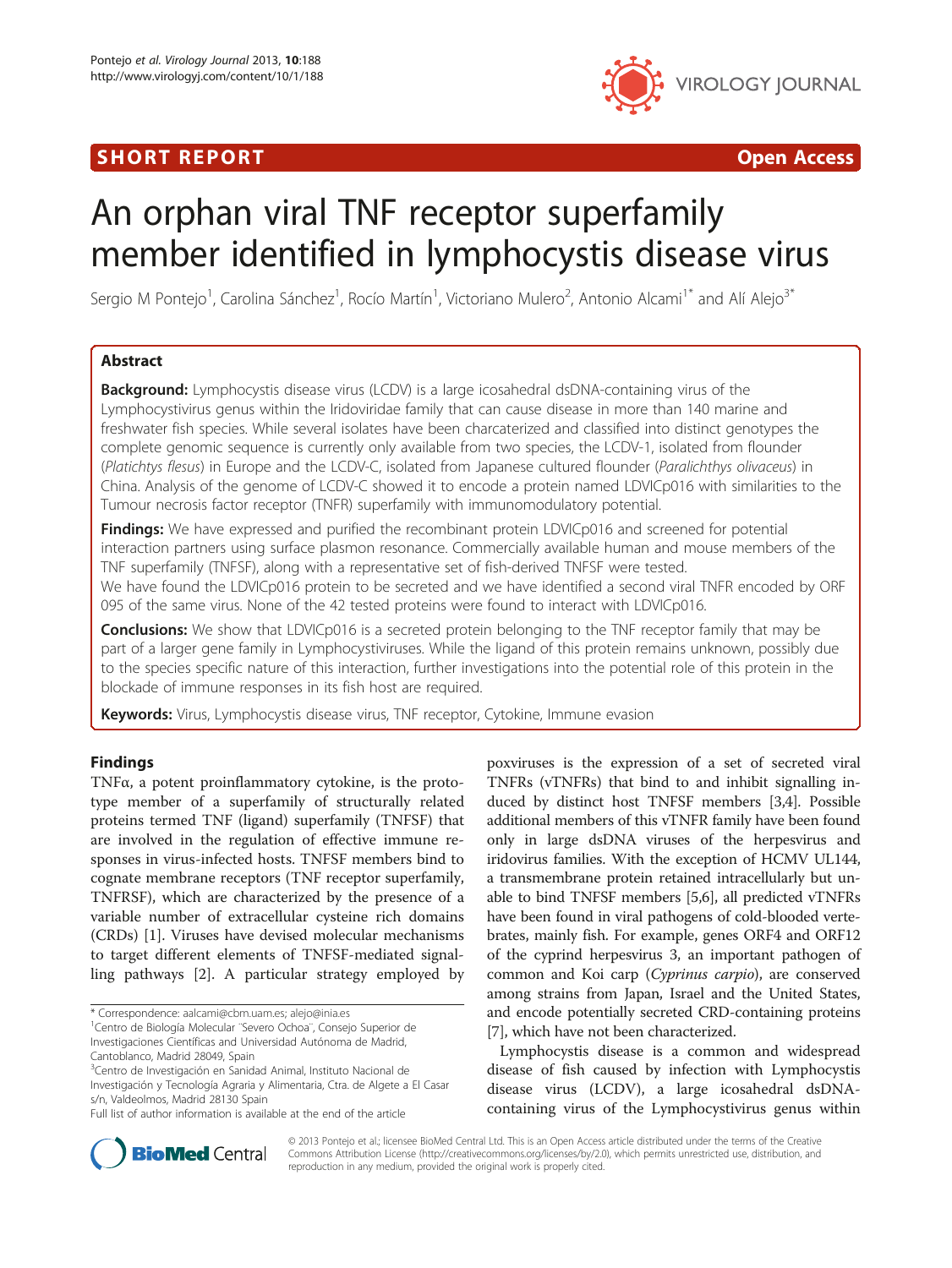SHORT REPORT

Open Access

# An orphan viral TNF receptor superfamily member identified in lymphocystis disease virus

Sergio M Pontejo[1], Carolina Sánchez[1], Rocío Martín[1], Victoriano Mulero[2], Antonio Alcami[1*] and Alí Alejo[3*]

## Abstract

**Background:** Lymphocystis disease virus (LCDV) is a large icosahedral dsDNA-containing virus of the Lymphocystivirus genus within the Iridoviridae family that can cause disease in more than 140 marine and freshwater fish species. While several isolates have been charcaterized and classified into distinct genotypes the complete genomic sequence is currently only available from two species, the LCDV-1, isolated from flounder (*Platichtys flesus*) in Europe and the LCDV-C, isolated from Japanese cultured flounder (*Paralichthys olivaceus*) in China. Analysis of the genome of LCDV-C showed it to encode a protein named LDVICp016 with similarities to the Tumour necrosis factor receptor (TNFR) superfamily with immunomodulatory potential.

**Findings:** We have expressed and purified the recombinant protein LDVICp016 and screened for potential interaction partners using surface plasmon resonance. Commercially available human and mouse members of the TNF superfamily (TNFSF), along with a representative set of fish-derived TNFSF were tested.
We have found the LDVICp016 protein to be secreted and we have identified a second viral TNFR encoded by ORF 095 of the same virus. None of the 42 tested proteins were found to interact with LDVICp016.

**Conclusions:** We show that LDVICp016 is a secreted protein belonging to the TNF receptor family that may be part of a larger gene family in Lymphocystiviruses. While the ligand of this protein remains unknown, possibly due to the species specific nature of this interaction, further investigations into the potential role of this protein in the blockade of immune responses in its fish host are required.

**Keywords:** Virus, Lymphocystis disease virus, TNF receptor, Cytokine, Immune evasion

## Findings

TNFα, a potent proinflammatory cytokine, is the prototype member of a superfamily of structurally related proteins termed TNF (ligand) superfamily (TNFSF) that are involved in the regulation of effective immune responses in virus-infected hosts. TNFSF members bind to cognate membrane receptors (TNF receptor superfamily, TNFRSF), which are characterized by the presence of a variable number of extracellular cysteine rich domains (CRDs) [1]. Viruses have devised molecular mechanisms to target different elements of TNFSF-mediated signalling pathways [2]. A particular strategy employed by poxviruses is the expression of a set of secreted viral TNFRs (vTNFRs) that bind to and inhibit signalling induced by distinct host TNFSF members [3,4]. Possible additional members of this vTNFR family have been found only in large dsDNA viruses of the herpesvirus and iridovirus families. With the exception of HCMV UL144, a transmembrane protein retained intracellularly but unable to bind TNFSF members [5,6], all predicted vTNFRs have been found in viral pathogens of cold-blooded vertebrates, mainly fish. For example, genes ORF4 and ORF12 of the cyprind herpesvirus 3, an important pathogen of common and Koi carp (*Cyprinus carpio*), are conserved among strains from Japan, Israel and the United States, and encode potentially secreted CRD-containing proteins [7], which have not been characterized.

Lymphocystis disease is a common and widespread disease of fish caused by infection with Lymphocystis disease virus (LCDV), a large icosahedral dsDNA-containing virus of the Lymphocystivirus genus within

\* Correspondence: aalcami@cbm.uam.es; alejo@inia.es
[1]Centro de Biología Molecular "Severo Ochoa", Consejo Superior de Investigaciones Científicas and Universidad Autónoma de Madrid, Cantoblanco, Madrid 28049, Spain
[3]Centro de Investigación en Sanidad Animal, Instituto Nacional de Investigación y Tecnología Agraria y Alimentaria, Ctra. de Algete a El Casar s/n, Valdeolmos, Madrid 28130 Spain
Full list of author information is available at the end of the article

© 2013 Pontejo et al.; licensee BioMed Central Ltd. This is an Open Access article distributed under the terms of the Creative Commons Attribution License (http://creativecommons.org/licenses/by/2.0), which permits unrestricted use, distribution, and reproduction in any medium, provided the original work is properly cited.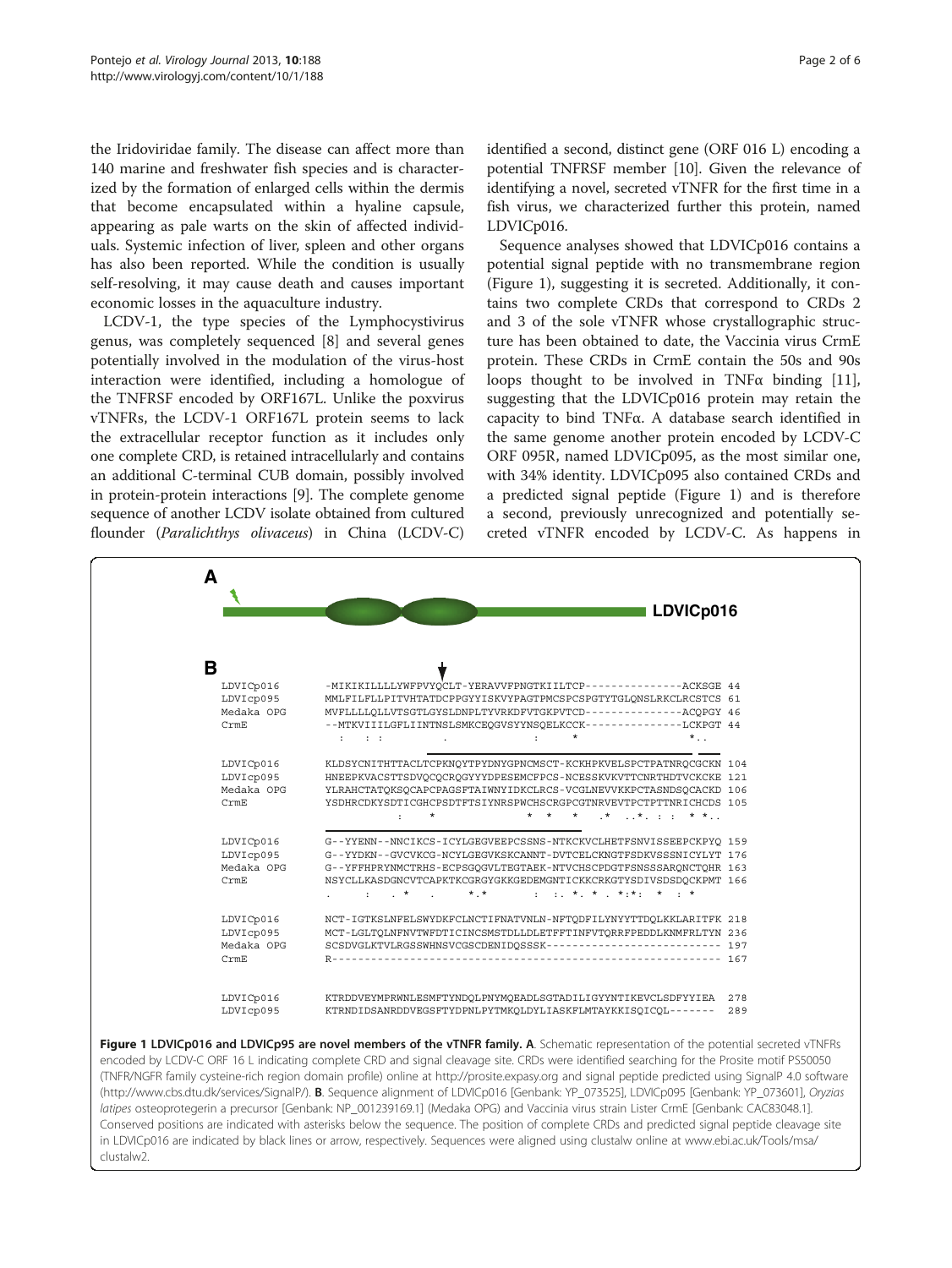the Iridoviridae family. The disease can affect more than 140 marine and freshwater fish species and is characterized by the formation of enlarged cells within the dermis that become encapsulated within a hyaline capsule, appearing as pale warts on the skin of affected individuals. Systemic infection of liver, spleen and other organs has also been reported. While the condition is usually self-resolving, it may cause death and causes important economic losses in the aquaculture industry.

LCDV-1, the type species of the Lymphocystivirus genus, was completely sequenced [8] and several genes potentially involved in the modulation of the virus-host interaction were identified, including a homologue of the TNFRSF encoded by ORF167L. Unlike the poxvirus vTNFRs, the LCDV-1 ORF167L protein seems to lack the extracellular receptor function as it includes only one complete CRD, is retained intracellularly and contains an additional C-terminal CUB domain, possibly involved in protein-protein interactions [9]. The complete genome sequence of another LCDV isolate obtained from cultured flounder (*Paralichthys olivaceus*) in China (LCDV-C) identified a second, distinct gene (ORF 016 L) encoding a potential TNFRSF member [10]. Given the relevance of identifying a novel, secreted vTNFR for the first time in a fish virus, we characterized further this protein, named LDVICp016.

Sequence analyses showed that LDVICp016 contains a potential signal peptide with no transmembrane region (Figure 1), suggesting it is secreted. Additionally, it contains two complete CRDs that correspond to CRDs 2 and 3 of the sole vTNFR whose crystallographic structure has been obtained to date, the Vaccinia virus CrmE protein. These CRDs in CrmE contain the 50s and 90s loops thought to be involved in TNFα binding [11], suggesting that the LDVICp016 protein may retain the capacity to bind TNFα. A database search identified in the same genome another protein encoded by LCDV-C ORF 095R, named LDVICp095, as the most similar one, with 34% identity. LDVICp095 also contained CRDs and a predicted signal peptide (Figure 1) and is therefore a second, previously unrecognized and potentially secreted vTNFR encoded by LCDV-C. As happens in

**A**

LDVICp016

**B**

```
LDVICp016    -MIKIKILLLLYWFPVYQCLT-YERAVVFPNGTKIILTCP--------------ACKSGE 44
LDVIcp095    MMLFILFLLPITVHTATDCPPGYYISKVYPAGTPMCSPCSPGTYTGLQNSLRKCLRCSTCS 61
Medaka OPG   MVFLLLLQLLVTSGTLGYSLDNPLTYVRKDPVTGKPVTCD--------------ACQPGY 46
CrmE         --MTKVIIILGFLIINTNSLSMKCEQGVSYYNSQELKCCK--------------LCKPGT 44
               :  : :          .            :      *               *..

LDVICp016    KLDSYCNITHTTACLTCPKNQYTPYDNYGPNCMSCT-KCKHPKVELSPCTPATNRQCGCKN 104
LDVIcp095    HNEEPKVACSTTSDVQCQCRQGYYYDPESEMCFPCS-NCESSKVKVTTCNRTHDTVCKCKE 121
Medaka OPG   YLRAHCTATQKSQCAPCPAGSFTAIWNYIDKCLRCS-VCGLNEVVKKPCTASNDSQCACKD 106
CrmE         YSDHRCDKYSDTICGHCPSDTFTSIYNRSPWCHSCRGPCGTNRVEVTPCTPTTNRICHCDS 105
                       :    *                *  *  *  .*  ..*. : :  * *..

LDVICp016    G--YYENN--NNCIKCS-ICYLGEGVEEPCSSNS-NTKCKVCLHETFSNVISSEEPCKPYQ 159
LDVIcp095    G--YYDKN--GVCVKCG-NCYLGEGVKSKCANNT-DVTCELCKNGTFSDKVSSSNICYLYT 176
Medaka OPG   G--YFFHPRYNMCTRHS-ECPSGQGVLTEGTAEK-NTVCHSCPDGTFSNSSSARQNCTQHR 163
CrmE         NSYCLLKASDGNCVTCAPKTKCGRGYGKKGEDEMGNTICKKCRKGTYSDIVSDSDQCKPMT 166
             .    :    . *    .      *.*          :  :. *. * . *:*:  *  : *

LDVICp016    NCT-IGTKSLNFELSWYDKFCLNCTIFNATVNLN-NFTQDFILYNYYTTDQLKKLARITFK 218
LDVIcp095    MCT-LGLTQLNFNVTWFDTICINCSMSTDLLDLETFFTINFVTQRRFPEDDLKNMFRLTYN 236
Medaka OPG   SCSDVGLKTVLRGSSWHNSVCGSCDENIDQSSSK-------------------------- 197
CrmE         R----------------------------------------------------------- 167

LDVICp016    KTRDDVEYMPRWNLESMFTYNDQLPNYMQEADLSGTADILIGYYNTIKEVCLSDFYYIEA  278
LDVIcp095    KTRNDIDSANRDDVEGSFTYDPNLPYTMKQLDYLIASKFLMTAYKKISQICQL-------  289
```

**Figure 1 LDVICp016 and LDVICp95 are novel members of the vTNFR family. A**. Schematic representation of the potential secreted vTNFRs encoded by LCDV-C ORF 16 L indicating complete CRD and signal cleavage site. CRDs were identified searching for the Prosite motif PS50050 (TNFR/NGFR family cysteine-rich region domain profile) online at http://prosite.expasy.org and signal peptide predicted using SignalP 4.0 software (http://www.cbs.dtu.dk/services/SignalP/). **B**. Sequence alignment of LDVICp016 [Genbank: YP_073525], LDVICp095 [Genbank: YP_073601], *Oryzias latipes* osteoprotegerin a precursor [Genbank: NP_001239169.1] (Medaka OPG) and Vaccinia virus strain Lister CrmE [Genbank: CAC83048.1]. Conserved positions are indicated with asterisks below the sequence. The position of complete CRDs and predicted signal peptide cleavage site in LDVICp016 are indicated by black lines or arrow, respectively. Sequences were aligned using clustalw online at www.ebi.ac.uk/Tools/msa/clustalw2.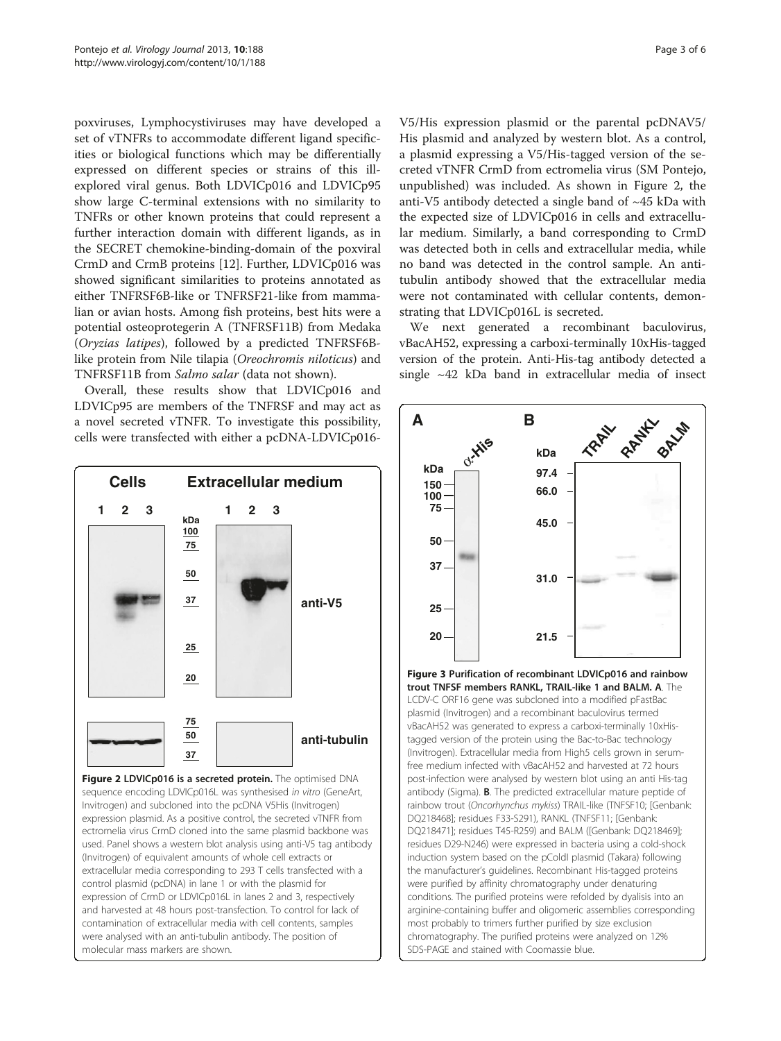poxviruses, Lymphocystiviruses may have developed a set of vTNFRs to accommodate different ligand specificities or biological functions which may be differentially expressed on different species or strains of this ill-explored viral genus. Both LDVICp016 and LDVICp95 show large C-terminal extensions with no similarity to TNFRs or other known proteins that could represent a further interaction domain with different ligands, as in the SECRET chemokine-binding-domain of the poxviral CrmD and CrmB proteins [12]. Further, LDVICp016 was showed significant similarities to proteins annotated as either TNFRSF6B-like or TNFRSF21-like from mammalian or avian hosts. Among fish proteins, best hits were a potential osteoprotegerin A (TNFRSF11B) from Medaka (*Oryzias latipes*), followed by a predicted TNFRSF6B-like protein from Nile tilapia (*Oreochromis niloticus*) and TNFRSF11B from *Salmo salar* (data not shown).

Overall, these results show that LDVICp016 and LDVICp95 are members of the TNFRSF and may act as a novel secreted vTNFR. To investigate this possibility, cells were transfected with either a pcDNA-LDVICp016-V5/His expression plasmid or the parental pcDNAV5/His plasmid and analyzed by western blot. As a control, a plasmid expressing a V5/His-tagged version of the secreted vTNFR CrmD from ectromelia virus (SM Pontejo, unpublished) was included. As shown in Figure 2, the anti-V5 antibody detected a single band of ~45 kDa with the expected size of LDVICp016 in cells and extracellular medium. Similarly, a band corresponding to CrmD was detected both in cells and extracellular media, while no band was detected in the control sample. An anti-tubulin antibody showed that the extracellular media were not contaminated with cellular contents, demonstrating that LDVICp016L is secreted.

We next generated a recombinant baculovirus, vBacAH52, expressing a carboxi-terminally 10xHis-tagged version of the protein. Anti-His-tag antibody detected a single ~42 kDa band in extracellular media of insect

**Figure 2 LDVICp016 is a secreted protein.** The optimised DNA sequence encoding LDVICp016L was synthesised *in vitro* (GeneArt, Invitrogen) and subcloned into the pcDNA V5His (Invitrogen) expression plasmid. As a positive control, the secreted vTNFR from ectromelia virus CrmD cloned into the same plasmid backbone was used. Panel shows a western blot analysis using anti-V5 tag antibody (Invitrogen) of equivalent amounts of whole cell extracts or extracellular media corresponding to 293 T cells transfected with a control plasmid (pcDNA) in lane 1 or with the plasmid for expression of CrmD or LDVICp016L in lanes 2 and 3, respectively and harvested at 48 hours post-transfection. To control for lack of contamination of extracellular media with cell contents, samples were analysed with an anti-tubulin antibody. The position of molecular mass markers are shown.

**Figure 3 Purification of recombinant LDVICp016 and rainbow trout TNFSF members RANKL, TRAIL-like 1 and BALM. A**. The LCDV-C ORF16 gene was subcloned into a modified pFastBac plasmid (Invitrogen) and a recombinant baculovirus termed vBacAH52 was generated to express a carboxi-terminally 10xHis-tagged version of the protein using the Bac-to-Bac technology (Invitrogen). Extracellular media from High5 cells grown in serum-free medium infected with vBacAH52 and harvested at 72 hours post-infection were analysed by western blot using an anti His-tag antibody (Sigma). **B**. The predicted extracellular mature peptide of rainbow trout (*Oncorhynchus mykiss*) TRAIL-like (TNFSF10; [Genbank: DQ218468]; residues F33-S291), RANKL (TNFSF11; [Genbank: DQ218471]; residues T45-R259) and BALM ([Genbank: DQ218469]; residues D29-N246) were expressed in bacteria using a cold-shock induction system based on the pColdI plasmid (Takara) following the manufacturer's guidelines. Recombinant His-tagged proteins were purified by affinity chromatography under denaturing conditions. The purified proteins were refolded by dyalisis into an arginine-containing buffer and oligomeric assemblies corresponding most probably to trimers further purified by size exclusion chromatography. The purified proteins were analyzed on 12% SDS-PAGE and stained with Coomassie blue.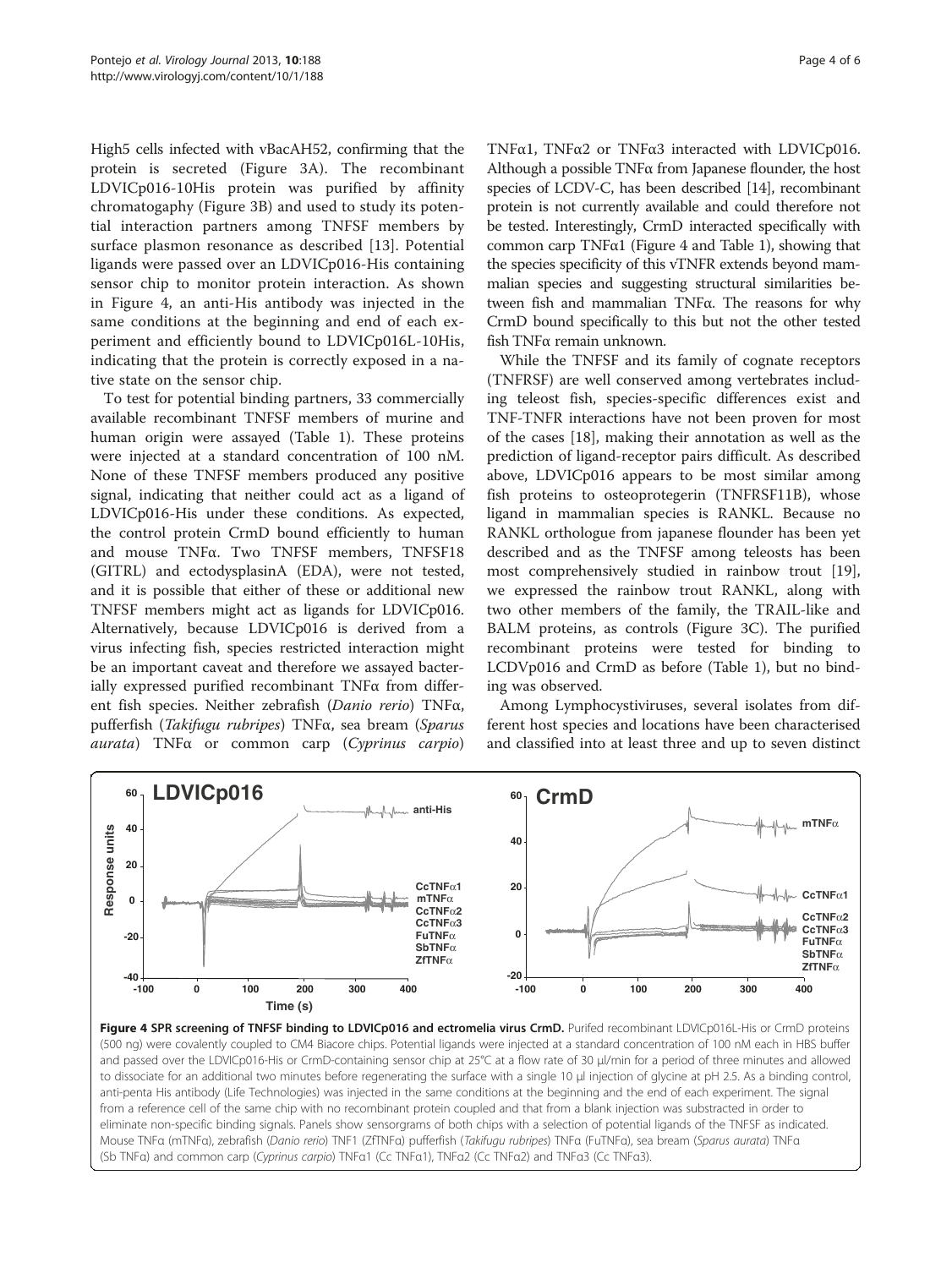High5 cells infected with vBacAH52, confirming that the protein is secreted (Figure 3A). The recombinant LDVICp016-10His protein was purified by affinity chromatogaphy (Figure 3B) and used to study its potential interaction partners among TNFSF members by surface plasmon resonance as described [13]. Potential ligands were passed over an LDVICp016-His containing sensor chip to monitor protein interaction. As shown in Figure 4, an anti-His antibody was injected in the same conditions at the beginning and end of each experiment and efficiently bound to LDVICp016L-10His, indicating that the protein is correctly exposed in a native state on the sensor chip.

To test for potential binding partners, 33 commercially available recombinant TNFSF members of murine and human origin were assayed (Table 1). These proteins were injected at a standard concentration of 100 nM. None of these TNFSF members produced any positive signal, indicating that neither could act as a ligand of LDVICp016-His under these conditions. As expected, the control protein CrmD bound efficiently to human and mouse TNFα. Two TNFSF members, TNFSF18 (GITRL) and ectodysplasinA (EDA), were not tested, and it is possible that either of these or additional new TNFSF members might act as ligands for LDVICp016. Alternatively, because LDVICp016 is derived from a virus infecting fish, species restricted interaction might be an important caveat and therefore we assayed bacterially expressed purified recombinant TNFα from different fish species. Neither zebrafish (*Danio rerio*) TNFα, pufferfish (*Takifugu rubripes*) TNFα, sea bream (*Sparus aurata*) TNFα or common carp (*Cyprinus carpio*) TNFα1, TNFα2 or TNFα3 interacted with LDVICp016. Although a possible TNFα from Japanese flounder, the host species of LCDV-C, has been described [14], recombinant protein is not currently available and could therefore not be tested. Interestingly, CrmD interacted specifically with common carp TNFα1 (Figure 4 and Table 1), showing that the species specificity of this vTNFR extends beyond mammalian species and suggesting structural similarities between fish and mammalian TNFα. The reasons for why CrmD bound specifically to this but not the other tested fish TNFα remain unknown.

While the TNFSF and its family of cognate receptors (TNFRSF) are well conserved among vertebrates including teleost fish, species-specific differences exist and TNF-TNFR interactions have not been proven for most of the cases [18], making their annotation as well as the prediction of ligand-receptor pairs difficult. As described above, LDVICp016 appears to be most similar among fish proteins to osteoprotegerin (TNFRSF11B), whose ligand in mammalian species is RANKL. Because no RANKL orthologue from japanese flounder has been yet described and as the TNFSF among teleosts has been most comprehensively studied in rainbow trout [19], we expressed the rainbow trout RANKL, along with two other members of the family, the TRAIL-like and BALM proteins, as controls (Figure 3C). The purified recombinant proteins were tested for binding to LCDVp016 and CrmD as before (Table 1), but no binding was observed.

Among Lymphocystiviruses, several isolates from different host species and locations have been characterised and classified into at least three and up to seven distinct

**Figure 4 SPR screening of TNFSF binding to LDVICp016 and ectromelia virus CrmD.** Purifed recombinant LDVICp016L-His or CrmD proteins (500 ng) were covalently coupled to CM4 Biacore chips. Potential ligands were injected at a standard concentration of 100 nM each in HBS buffer and passed over the LDVICp016-His or CrmD-containing sensor chip at 25°C at a flow rate of 30 μl/min for a period of three minutes and allowed to dissociate for an additional two minutes before regenerating the surface with a single 10 μl injection of glycine at pH 2.5. As a binding control, anti-penta His antibody (Life Technologies) was injected in the same conditions at the beginning and the end of each experiment. The signal from a reference cell of the same chip with no recombinant protein coupled and that from a blank injection was substracted in order to eliminate non-specific binding signals. Panels show sensorgrams of both chips with a selection of potential ligands of the TNFSF as indicated. Mouse TNFα (mTNFα), zebrafish (*Danio rerio*) TNF1 (ZfTNFα) pufferfish (*Takifugu rubripes*) TNFα (FuTNFα), sea bream (*Sparus aurata*) TNFα (Sb TNFα) and common carp (*Cyprinus carpio*) TNFα1 (Cc TNFα1), TNFα2 (Cc TNFα2) and TNFα3 (Cc TNFα3).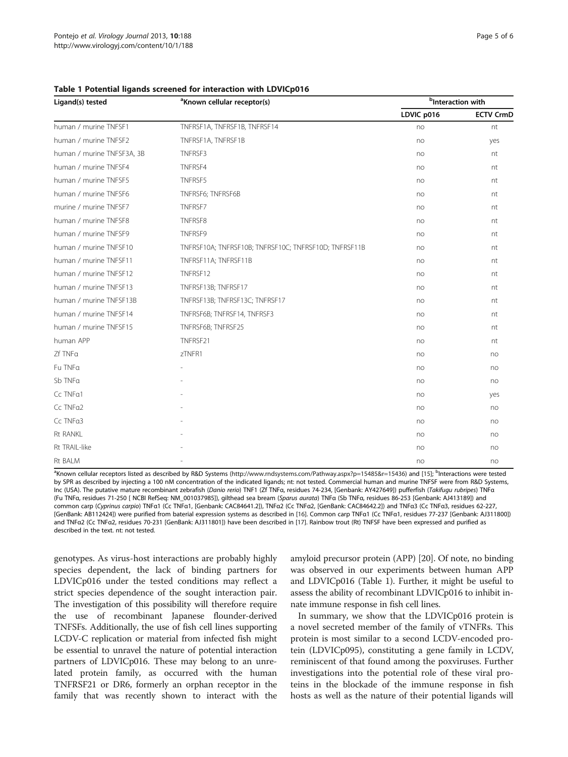**Table 1 Potential ligands screened for interaction with LDVICp016**

| Ligand(s) tested | [a]Known cellular receptor(s) | [b]Interaction with | |
|---|---|---|---|
| | | LDVIC p016 | ECTV CrmD |
| human / murine TNFSF1 | TNFRSF1A, TNFRSF1B, TNFRSF14 | no | nt |
| human / murine TNFSF2 | TNFRSF1A, TNFRSF1B | no | yes |
| human / murine TNFSF3A, 3B | TNFRSF3 | no | nt |
| human / murine TNFSF4 | TNFRSF4 | no | nt |
| human / murine TNFSF5 | TNFRSF5 | no | nt |
| human / murine TNFSF6 | TNFRSF6; TNFRSF6B | no | nt |
| murine / murine TNFSF7 | TNFRSF7 | no | nt |
| human / murine TNFSF8 | TNFRSF8 | no | nt |
| human / murine TNFSF9 | TNFRSF9 | no | nt |
| human / murine TNFSF10 | TNFRSF10A; TNFRSF10B; TNFRSF10C; TNFRSF10D; TNFRSF11B | no | nt |
| human / murine TNFSF11 | TNFRSF11A; TNFRSF11B | no | nt |
| human / murine TNFSF12 | TNFRSF12 | no | nt |
| human / murine TNFSF13 | TNFRSF13B; TNFRSF17 | no | nt |
| human / murine TNFSF13B | TNFRSF13B; TNFRSF13C; TNFRSF17 | no | nt |
| human / murine TNFSF14 | TNFRSF6B; TNFRSF14, TNFRSF3 | no | nt |
| human / murine TNFSF15 | TNFRSF6B; TNFRSF25 | no | nt |
| human APP | TNFRSF21 | no | nt |
| Zf TNFα | zTNFR1 | no | no |
| Fu TNFα | - | no | no |
| Sb TNFα | - | no | no |
| Cc TNFα1 | - | no | yes |
| Cc TNFα2 | - | no | no |
| Cc TNFα3 | - | no | no |
| Rt RANKL | - | no | no |
| Rt TRAIL-like | - | no | no |
| Rt BALM | - | no | no |

[a]Known cellular receptors listed as described by R&D Systems (http://www.rndsystems.com/Pathway.aspx?p=15485&r=15436) and [15]; [b]Interactions were tested by SPR as described by injecting a 100 nM concentration of the indicated ligands; nt: not tested. Commercial human and murine TNFSF were from R&D Systems, Inc (USA). The putative mature recombinant zebrafish (*Danio rerio*) TNF1 (Zf TNFα, residues 74-234, [Genbank: AY427649]) pufferfish (*Takifugu rubripes*) TNFα (Fu TNFα, residues 71-250 [ NCBI RefSeq: NM_001037985]), gilthead sea bream (*Sparus aurata*) TNFα (Sb TNFα, residues 86-253 [Genbank: AJ413189]) and common carp (*Cyprinus carpio*) TNFα1 (Cc TNFα1, [Genbank: CAC84641.2]), TNFα2 (Cc TNFα2, [GenBank: CAC84642.2]) and TNFα3 (Cc TNFα3, residues 62-227, [GenBank: AB112424]) were purified from baterial expression systems as described in [16]. Common carp TNFα1 (Cc TNFα1, residues 77-237 [Genbank: AJ311800]) and TNFα2 (Cc TNFα2, residues 70-231 [GenBank: AJ311801]) have been described in [17]. Rainbow trout (Rt) TNFSF have been expressed and purified as described in the text. nt: not tested.

genotypes. As virus-host interactions are probably highly species dependent, the lack of binding partners for LDVICp016 under the tested conditions may reflect a strict species dependence of the sought interaction pair. The investigation of this possibility will therefore require the use of recombinant Japanese flounder-derived TNFSFs. Additionally, the use of fish cell lines supporting LCDV-C replication or material from infected fish might be essential to unravel the nature of potential interaction partners of LDVICp016. These may belong to an unrelated protein family, as occurred with the human TNFRSF21 or DR6, formerly an orphan receptor in the family that was recently shown to interact with the amyloid precursor protein (APP) [20]. Of note, no binding was observed in our experiments between human APP and LDVICp016 (Table 1). Further, it might be useful to assess the ability of recombinant LDVICp016 to inhibit innate immune response in fish cell lines.

In summary, we show that the LDVICp016 protein is a novel secreted member of the family of vTNFRs. This protein is most similar to a second LCDV-encoded protein (LDVICp095), constituting a gene family in LCDV, reminiscent of that found among the poxviruses. Further investigations into the potential role of these viral proteins in the blockade of the immune response in fish hosts as well as the nature of their potential ligands will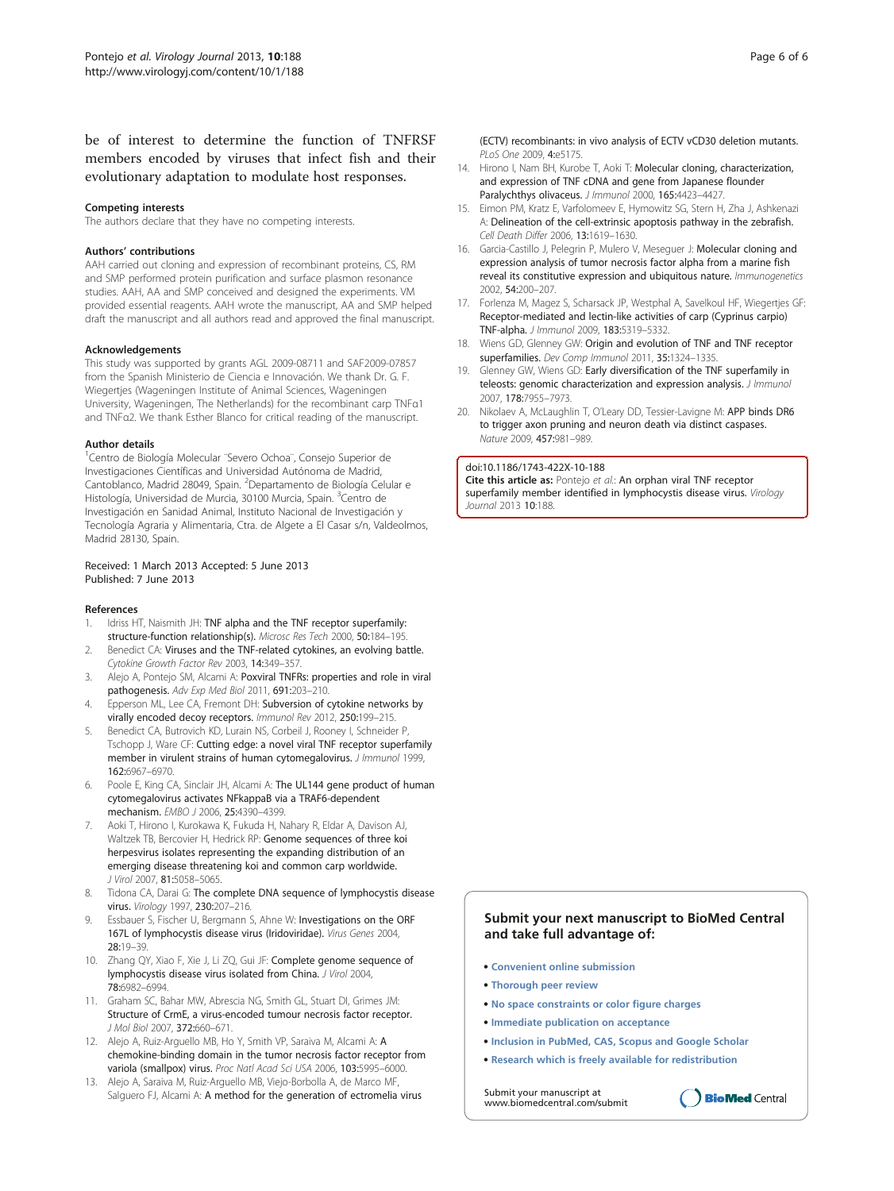be of interest to determine the function of TNFRSF members encoded by viruses that infect fish and their evolutionary adaptation to modulate host responses.

### Competing interests

The authors declare that they have no competing interests.

### Authors' contributions

AAH carried out cloning and expression of recombinant proteins, CS, RM and SMP performed protein purification and surface plasmon resonance studies. AAH, AA and SMP conceived and designed the experiments. VM provided essential reagents. AAH wrote the manuscript, AA and SMP helped draft the manuscript and all authors read and approved the final manuscript.

### Acknowledgements

This study was supported by grants AGL 2009-08711 and SAF2009-07857 from the Spanish Ministerio de Ciencia e Innovación. We thank Dr. G. F. Wiegertjes (Wageningen Institute of Animal Sciences, Wageningen University, Wageningen, The Netherlands) for the recombinant carp TNFα1 and TNFα2. We thank Esther Blanco for critical reading of the manuscript.

### Author details

[1]Centro de Biología Molecular ¨Severo Ochoa¨, Consejo Superior de Investigaciones Científicas and Universidad Autónoma de Madrid, Cantoblanco, Madrid 28049, Spain. [2]Departamento de Biología Celular e Histología, Universidad de Murcia, 30100 Murcia, Spain. [3]Centro de Investigación en Sanidad Animal, Instituto Nacional de Investigación y Tecnología Agraria y Alimentaria, Ctra. de Algete a El Casar s/n, Valdeolmos, Madrid 28130, Spain.

Received: 1 March 2013 Accepted: 5 June 2013
Published: 7 June 2013

### References

1. Idriss HT, Naismith JH: **TNF alpha and the TNF receptor superfamily: structure-function relationship(s).** *Microsc Res Tech* 2000, **50:**184–195.
2. Benedict CA: **Viruses and the TNF-related cytokines, an evolving battle.** *Cytokine Growth Factor Rev* 2003, **14:**349–357.
3. Alejo A, Pontejo SM, Alcami A: **Poxviral TNFRs: properties and role in viral pathogenesis.** *Adv Exp Med Biol* 2011, **691:**203–210.
4. Epperson ML, Lee CA, Fremont DH: **Subversion of cytokine networks by virally encoded decoy receptors.** *Immunol Rev* 2012, **250:**199–215.
5. Benedict CA, Butrovich KD, Lurain NS, Corbeil J, Rooney I, Schneider P, Tschopp J, Ware CF: **Cutting edge: a novel viral TNF receptor superfamily member in virulent strains of human cytomegalovirus.** *J Immunol* 1999, **162:**6967–6970.
6. Poole E, King CA, Sinclair JH, Alcami A: **The UL144 gene product of human cytomegalovirus activates NFkappaB via a TRAF6-dependent mechanism.** *EMBO J* 2006, **25:**4390–4399.
7. Aoki T, Hirono I, Kurokawa K, Fukuda H, Nahary R, Eldar A, Davison AJ, Waltzek TB, Bercovier H, Hedrick RP: **Genome sequences of three koi herpesvirus isolates representing the expanding distribution of an emerging disease threatening koi and common carp worldwide.** *J Virol* 2007, **81:**5058–5065.
8. Tidona CA, Darai G: **The complete DNA sequence of lymphocystis disease virus.** *Virology* 1997, **230:**207–216.
9. Essbauer S, Fischer U, Bergmann S, Ahne W: **Investigations on the ORF 167L of lymphocystis disease virus (Iridoviridae).** *Virus Genes* 2004, **28:**19–39.
10. Zhang QY, Xiao F, Xie J, Li ZQ, Gui JF: **Complete genome sequence of lymphocystis disease virus isolated from China.** *J Virol* 2004, **78:**6982–6994.
11. Graham SC, Bahar MW, Abrescia NG, Smith GL, Stuart DI, Grimes JM: **Structure of CrmE, a virus-encoded tumour necrosis factor receptor.** *J Mol Biol* 2007, **372:**660–671.
12. Alejo A, Ruiz-Arguello MB, Ho Y, Smith VP, Saraiva M, Alcami A: **A chemokine-binding domain in the tumor necrosis factor receptor from variola (smallpox) virus.** *Proc Natl Acad Sci USA* 2006, **103:**5995–6000.
13. Alejo A, Saraiva M, Ruiz-Arguello MB, Viejo-Borbolla A, de Marco MF, Salguero FJ, Alcami A: **A method for the generation of ectromelia virus (ECTV) recombinants: in vivo analysis of ECTV vCD30 deletion mutants.** *PLoS One* 2009, **4:**e5175.
14. Hirono I, Nam BH, Kurobe T, Aoki T: **Molecular cloning, characterization, and expression of TNF cDNA and gene from Japanese flounder Paralychthys olivaceus.** *J Immunol* 2000, **165:**4423–4427.
15. Eimon PM, Kratz E, Varfolomeev E, Hymowitz SG, Stern H, Zha J, Ashkenazi A: **Delineation of the cell-extrinsic apoptosis pathway in the zebrafish.** *Cell Death Differ* 2006, **13:**1619–1630.
16. Garcia-Castillo J, Pelegrin P, Mulero V, Meseguer J: **Molecular cloning and expression analysis of tumor necrosis factor alpha from a marine fish reveal its constitutive expression and ubiquitous nature.** *Immunogenetics* 2002, **54:**200–207.
17. Forlenza M, Magez S, Scharsack JP, Westphal A, Savelkoul HF, Wiegertjes GF: **Receptor-mediated and lectin-like activities of carp (Cyprinus carpio) TNF-alpha.** *J Immunol* 2009, **183:**5319–5332.
18. Wiens GD, Glenney GW: **Origin and evolution of TNF and TNF receptor superfamilies.** *Dev Comp Immunol* 2011, **35:**1324–1335.
19. Glenney GW, Wiens GD: **Early diversification of the TNF superfamily in teleosts: genomic characterization and expression analysis.** *J Immunol* 2007, **178:**7955–7973.
20. Nikolaev A, McLaughlin T, O'Leary DD, Tessier-Lavigne M: **APP binds DR6 to trigger axon pruning and neuron death via distinct caspases.** *Nature* 2009, **457:**981–989.

doi:10.1186/1743-422X-10-188
**Cite this article as:** Pontejo *et al.*: An orphan viral TNF receptor superfamily member identified in lymphocystis disease virus. *Virology Journal* 2013 10:188.

**Submit your next manuscript to BioMed Central and take full advantage of:**

- Convenient online submission
- Thorough peer review
- No space constraints or color figure charges
- Immediate publication on acceptance
- Inclusion in PubMed, CAS, Scopus and Google Scholar
- Research which is freely available for redistribution

Submit your manuscript at
www.biomedcentral.com/submit

BioMed Central